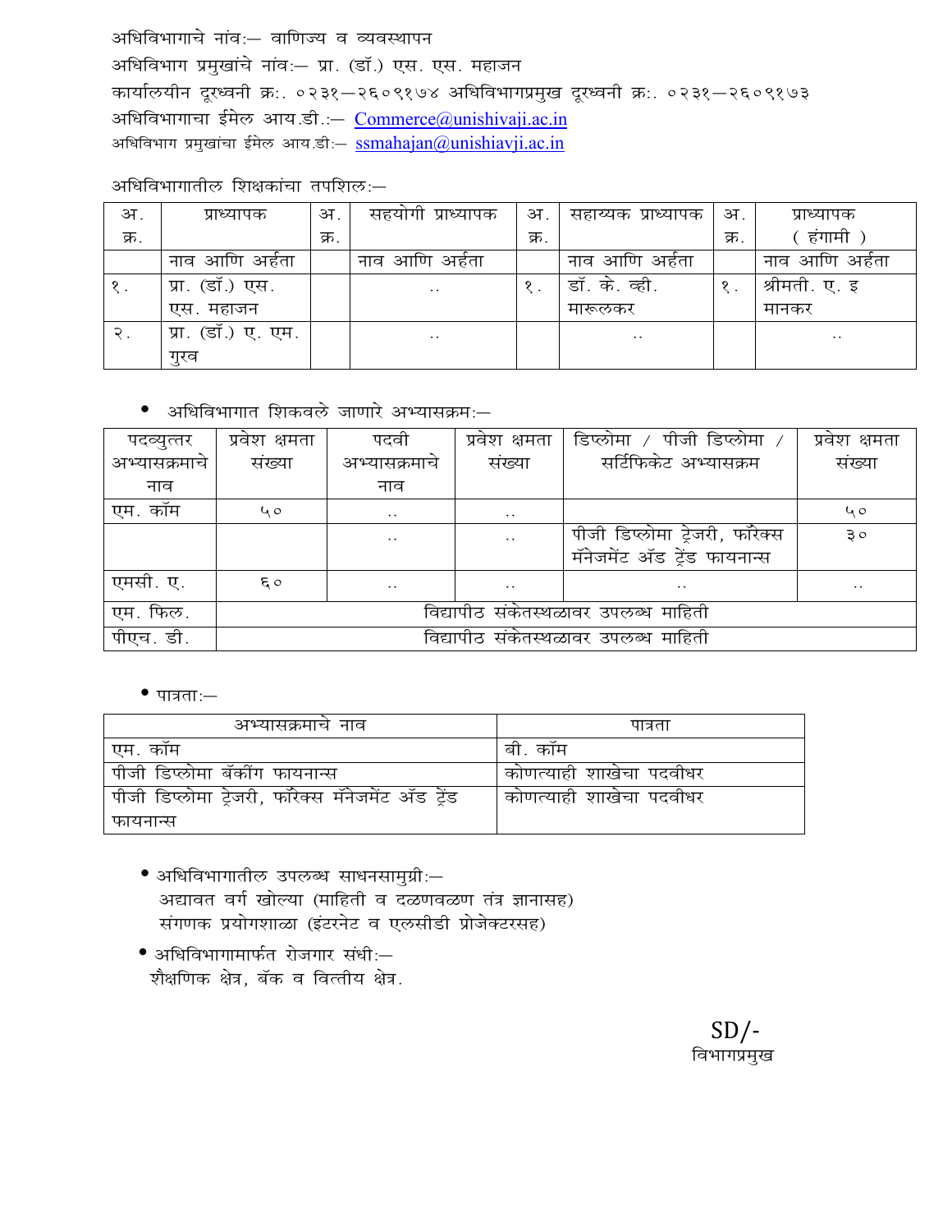अधिविभागाचे नांवः— वाणिज्य व व्यवस्थापन

अधिविभाग प्रमुखांचे नांवः— प्रा. (डॉ.) एस. एस. महाजन

कार्यालयीन दूरध्वनी क्रः. ०२३१—२६०९१७४ अधिविभागप्रमुख दूरध्वनी क्रः. ०२३१—२६०९१७३

अधिविभागाचा ईमेल आय.डी.:— Commerce@unishivaji.ac.in

अधिविभाग प्रमुखांचा ईमेल आय.डीः— ssmahajan@unishiavji.ac.in

अधिविभागातील शिक्षकांचा तपशिलः—

| अ. क्र. | प्राध्यापक | अ. क्र. | सहयोगी प्राध्यापक | अ. क्र. | सहाय्यक प्राध्यापक | अ. क्र. | प्राध्यापक ( हंगामी ) |
|---|---|---|---|---|---|---|---|
| | नाव आणि अर्हता | | नाव आणि अर्हता | | नाव आणि अर्हता | | नाव आणि अर्हता |
| १. | प्रा. (डॉ.) एस. एस. महाजन | | .. | १. | डॉ. के. व्ही. मारूलकर | १. | श्रीमती. ए. इ मानकर |
| २. | प्रा. (डॉ.) ए. एम. गुरव | | .. | | .. | | .. |

- अधिविभागात शिकवले जाणारे अभ्यासक्रमः—

| पदव्युत्तर अभ्यासक्रमाचे नाव | प्रवेश क्षमता संख्या | पदवी अभ्यासक्रमाचे नाव | प्रवेश क्षमता संख्या | डिप्लोमा / पीजी डिप्लोमा / सर्टिफिकेट अभ्यासक्रम | प्रवेश क्षमता संख्या |
|---|---|---|---|---|---|
| एम. कॉम | ५० | .. | .. | | ५० |
| | | .. | .. | पीजी डिप्लोमा ट्रेजरी, फॉरेक्स मॅनेजमेंट ॲड ट्रेंड फायनान्स | ३० |
| एमसी. ए. | ६० | .. | .. | .. | .. |
| एम. फिल. | विद्यापीठ संकेतस्थळावर उपलब्ध माहिती | | | | |
| पीएच. डी. | विद्यापीठ संकेतस्थळावर उपलब्ध माहिती | | | | |

- पात्रताः—

| अभ्यासक्रमाचे नाव | पात्रता |
|---|---|
| एम. कॉम | बी. कॉम |
| पीजी डिप्लोमा बॅकींग फायनान्स | कोणत्याही शाखेचा पदवीधर |
| पीजी डिप्लोमा ट्रेजरी, फॉरेक्स मॅनेजमेंट ॲड ट्रेंड फायनान्स | कोणत्याही शाखेचा पदवीधर |

- अधिविभागातील उपलब्ध साधनसामुग्रीः—
  अद्यावत वर्ग खोल्या (माहिती व दळणवळण तंत्र ज्ञानासह)
  संगणक प्रयोगशाळा (इंटरनेट व एलसीडी प्रोजेक्टरसह)

- अधिविभागामार्फत रोजगार संधीः—
  शैक्षणिक क्षेत्र, बॅक व वित्तीय क्षेत्र.

SD/-
विभागप्रमुख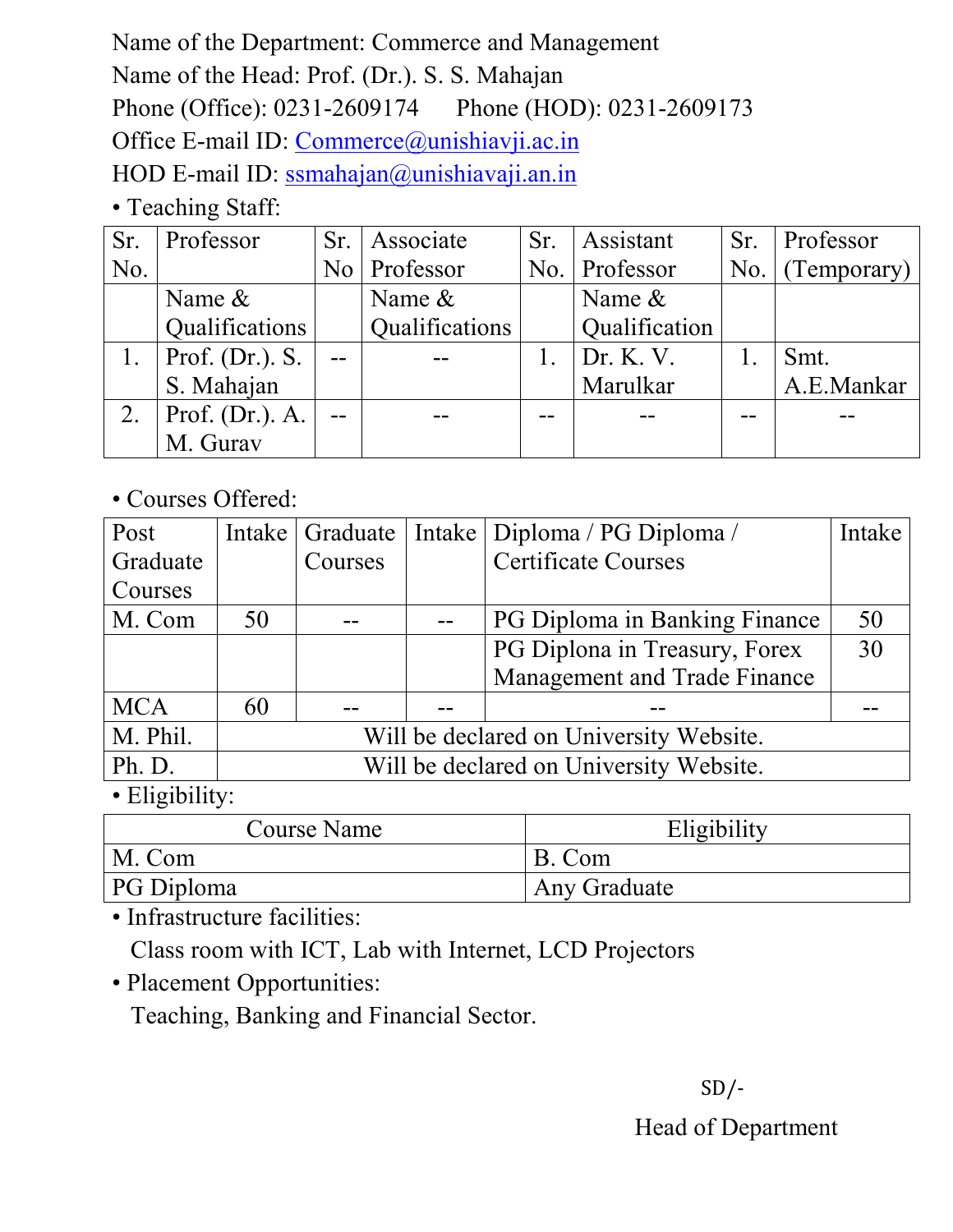Name of the Department: Commerce and Management

Name of the Head: Prof. (Dr.). S. S. Mahajan

Phone (Office): 0231-2609174      Phone (HOD): 0231-2609173

Office E-mail ID: Commerce@unishiavji.ac.in

HOD E-mail ID: ssmahajan@unishiavaji.an.in

- Teaching Staff:

| Sr. No. | Professor | Sr. No | Associate Professor | Sr. No. | Assistant Professor | Sr. No. | Professor (Temporary) |
|---|---|---|---|---|---|---|---|
| | Name & Qualifications | | Name & Qualifications | | Name & Qualification | | |
| 1. | Prof. (Dr.). S. S. Mahajan | -- | -- | 1. | Dr. K. V. Marulkar | 1. | Smt. A.E.Mankar |
| 2. | Prof. (Dr.). A. M. Gurav | -- | -- | -- | -- | -- | -- |

- Courses Offered:

| Post Graduate Courses | Intake | Graduate Courses | Intake | Diploma / PG Diploma / Certificate Courses | Intake |
|---|---|---|---|---|---|
| M. Com | 50 | -- | -- | PG Diploma in Banking Finance | 50 |
| | | | | PG Diplona in Treasury, Forex Management and Trade Finance | 30 |
| MCA | 60 | -- | -- | -- | -- |
| M. Phil. | Will be declared on University Website. | | | | |
| Ph. D. | Will be declared on University Website. | | | | |

- Eligibility:

| Course Name | Eligibility |
|---|---|
| M. Com | B. Com |
| PG Diploma | Any Graduate |

- Infrastructure facilities:

  Class room with ICT, Lab with Internet, LCD Projectors

- Placement Opportunities:

  Teaching, Banking and Financial Sector.

SD/-

Head of Department